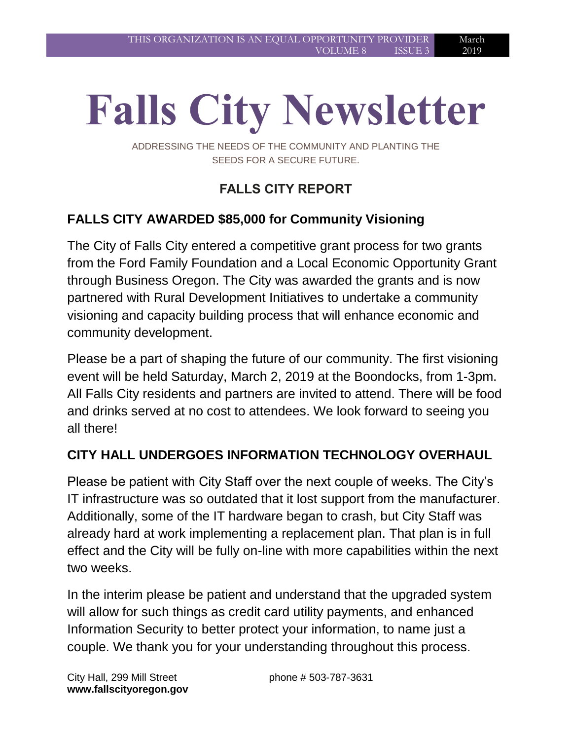# Falls City Newsletter

ADDRESSING THE NEEDS OF THE COMMUNITY AND PLANTING THE SEEDS FOR A SECURE FUTURE.

## FALLS CITY REPORT

### FALLS CITY AWARDED $85,000 for Community Visioning

The City of Falls City entered a competitive grant process for two grants from the Ford Family Foundation and a Local Economic Opportunity Grant through Business Oregon. The City was awarded the grants and is now partnered with Rural Development Initiatives to undertake a community visioning and capacity building process that will enhance economic and community development.

Please be a part of shaping the future of our community. The first visioning event will be held Saturday, March 2, 2019 at the Boondocks, from 1-3pm. All Falls City residents and partners are invited to attend. There will be food and drinks served at no cost to attendees. We look forward to seeing you all there!

### CITY HALL UNDERGOES INFORMATION TECHNOLOGY OVERHAUL

Please be patient with City Staff over the next couple of weeks. The City's IT infrastructure was so outdated that it lost support from the manufacturer. Additionally, some of the IT hardware began to crash, but City Staff was already hard at work implementing a replacement plan. That plan is in full effect and the City will be fully on-line with more capabilities within the next two weeks.

In the interim please be patient and understand that the upgraded system will allow for such things as credit card utility payments, and enhanced Information Security to better protect your information, to name just a couple. We thank you for your understanding throughout this process.

City Hall, 299 Mill Street
**www.fallscityoregon.gov**

phone # 503-787-3631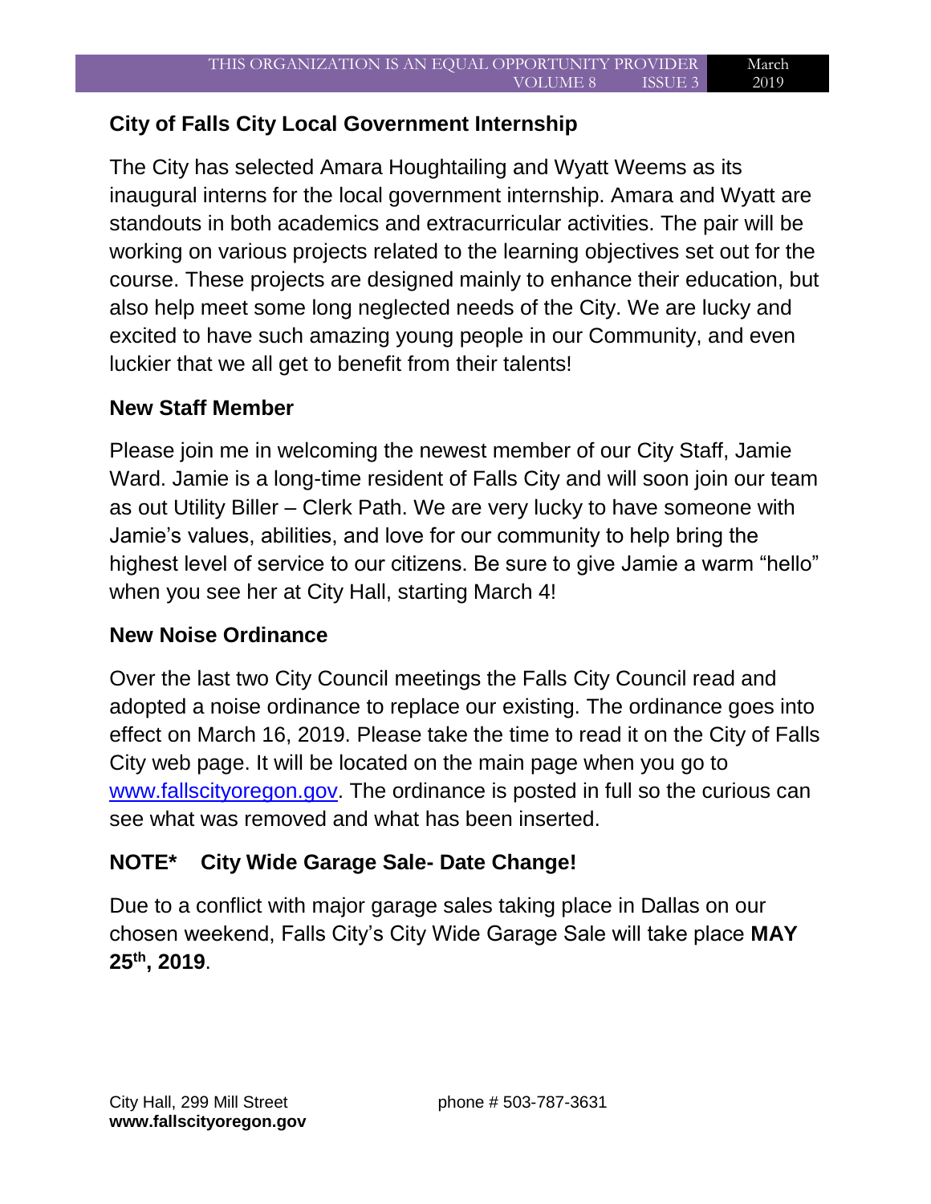## City of Falls City Local Government Internship

The City has selected Amara Houghtailing and Wyatt Weems as its inaugural interns for the local government internship. Amara and Wyatt are standouts in both academics and extracurricular activities. The pair will be working on various projects related to the learning objectives set out for the course. These projects are designed mainly to enhance their education, but also help meet some long neglected needs of the City. We are lucky and excited to have such amazing young people in our Community, and even luckier that we all get to benefit from their talents!

## New Staff Member

Please join me in welcoming the newest member of our City Staff, Jamie Ward. Jamie is a long-time resident of Falls City and will soon join our team as out Utility Biller – Clerk Path. We are very lucky to have someone with Jamie's values, abilities, and love for our community to help bring the highest level of service to our citizens. Be sure to give Jamie a warm "hello" when you see her at City Hall, starting March 4!

## New Noise Ordinance

Over the last two City Council meetings the Falls City Council read and adopted a noise ordinance to replace our existing. The ordinance goes into effect on March 16, 2019. Please take the time to read it on the City of Falls City web page. It will be located on the main page when you go to [www.fallscityoregon.gov](http://www.fallscityoregon.gov). The ordinance is posted in full so the curious can see what was removed and what has been inserted.

## NOTE* City Wide Garage Sale- Date Change!

Due to a conflict with major garage sales taking place in Dallas on our chosen weekend, Falls City's City Wide Garage Sale will take place **MAY 25th, 2019**.

City Hall, 299 Mill Street phone # 503-787-3631
**www.fallscityoregon.gov**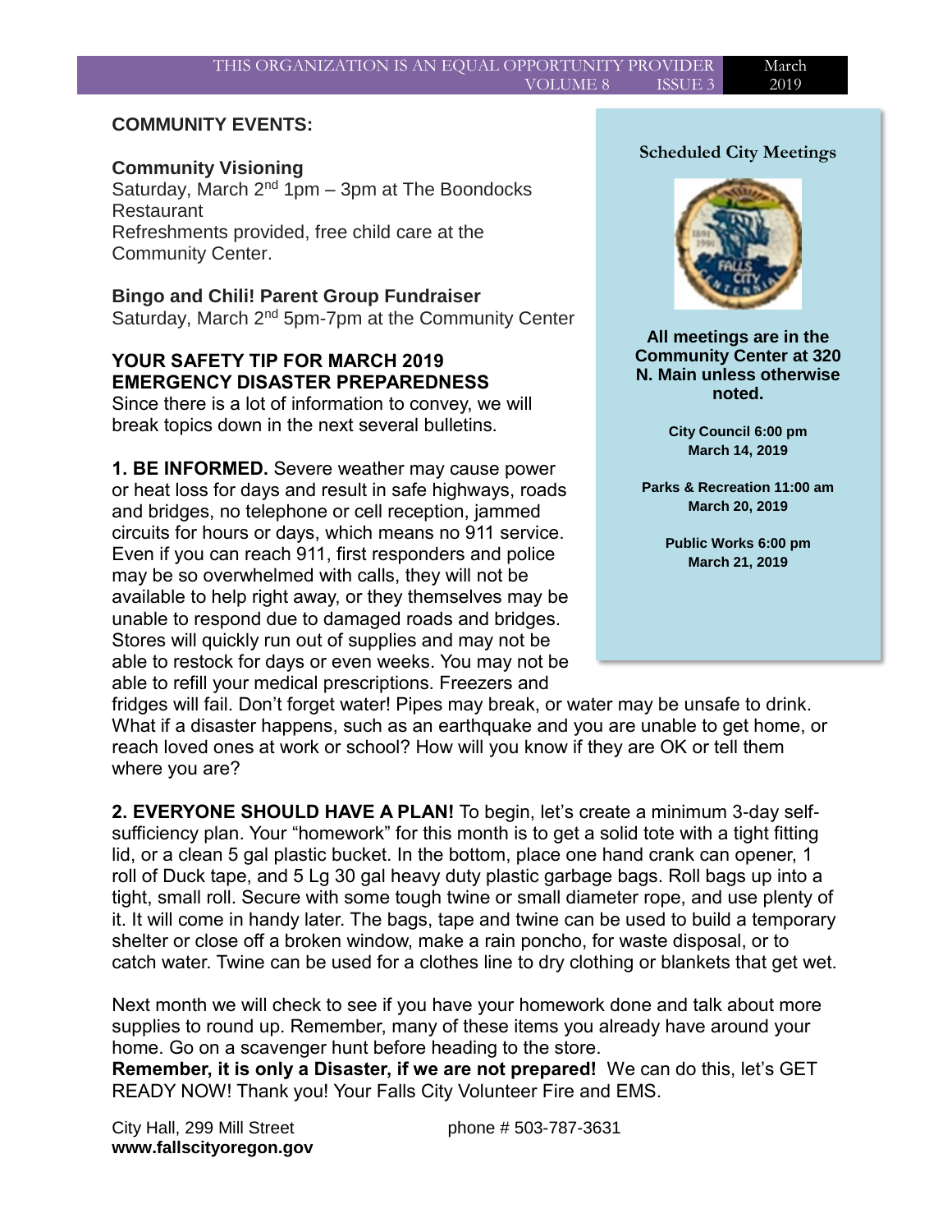## COMMUNITY EVENTS:

**Community Visioning**
Saturday, March 2nd 1pm – 3pm at The Boondocks Restaurant
Refreshments provided, free child care at the Community Center.

**Bingo and Chili! Parent Group Fundraiser**
Saturday, March 2nd 5pm-7pm at the Community Center

## YOUR SAFETY TIP FOR MARCH 2019
## EMERGENCY DISASTER PREPAREDNESS

Since there is a lot of information to convey, we will break topics down in the next several bulletins.

**1. BE INFORMED.** Severe weather may cause power or heat loss for days and result in safe highways, roads and bridges, no telephone or cell reception, jammed circuits for hours or days, which means no 911 service. Even if you can reach 911, first responders and police may be so overwhelmed with calls, they will not be available to help right away, or they themselves may be unable to respond due to damaged roads and bridges. Stores will quickly run out of supplies and may not be able to restock for days or even weeks. You may not be able to refill your medical prescriptions. Freezers and fridges will fail. Don't forget water! Pipes may break, or water may be unsafe to drink. What if a disaster happens, such as an earthquake and you are unable to get home, or reach loved ones at work or school? How will you know if they are OK or tell them where you are?

**2. EVERYONE SHOULD HAVE A PLAN!** To begin, let's create a minimum 3-day self-sufficiency plan. Your "homework" for this month is to get a solid tote with a tight fitting lid, or a clean 5 gal plastic bucket. In the bottom, place one hand crank can opener, 1 roll of Duck tape, and 5 Lg 30 gal heavy duty plastic garbage bags. Roll bags up into a tight, small roll. Secure with some tough twine or small diameter rope, and use plenty of it. It will come in handy later. The bags, tape and twine can be used to build a temporary shelter or close off a broken window, make a rain poncho, for waste disposal, or to catch water. Twine can be used for a clothes line to dry clothing or blankets that get wet.

Next month we will check to see if you have your homework done and talk about more supplies to round up. Remember, many of these items you already have around your home. Go on a scavenger hunt before heading to the store.

**Remember, it is only a Disaster, if we are not prepared!** We can do this, let's GET READY NOW! Thank you! Your Falls City Volunteer Fire and EMS.

### Scheduled City Meetings

**All meetings are in the Community Center at 320 N. Main unless otherwise noted.**

**City Council 6:00 pm**
**March 14, 2019**

**Parks & Recreation 11:00 am**
**March 20, 2019**

**Public Works 6:00 pm**
**March 21, 2019**

City Hall, 299 Mill Street
**www.fallscityoregon.gov**

phone # 503-787-3631